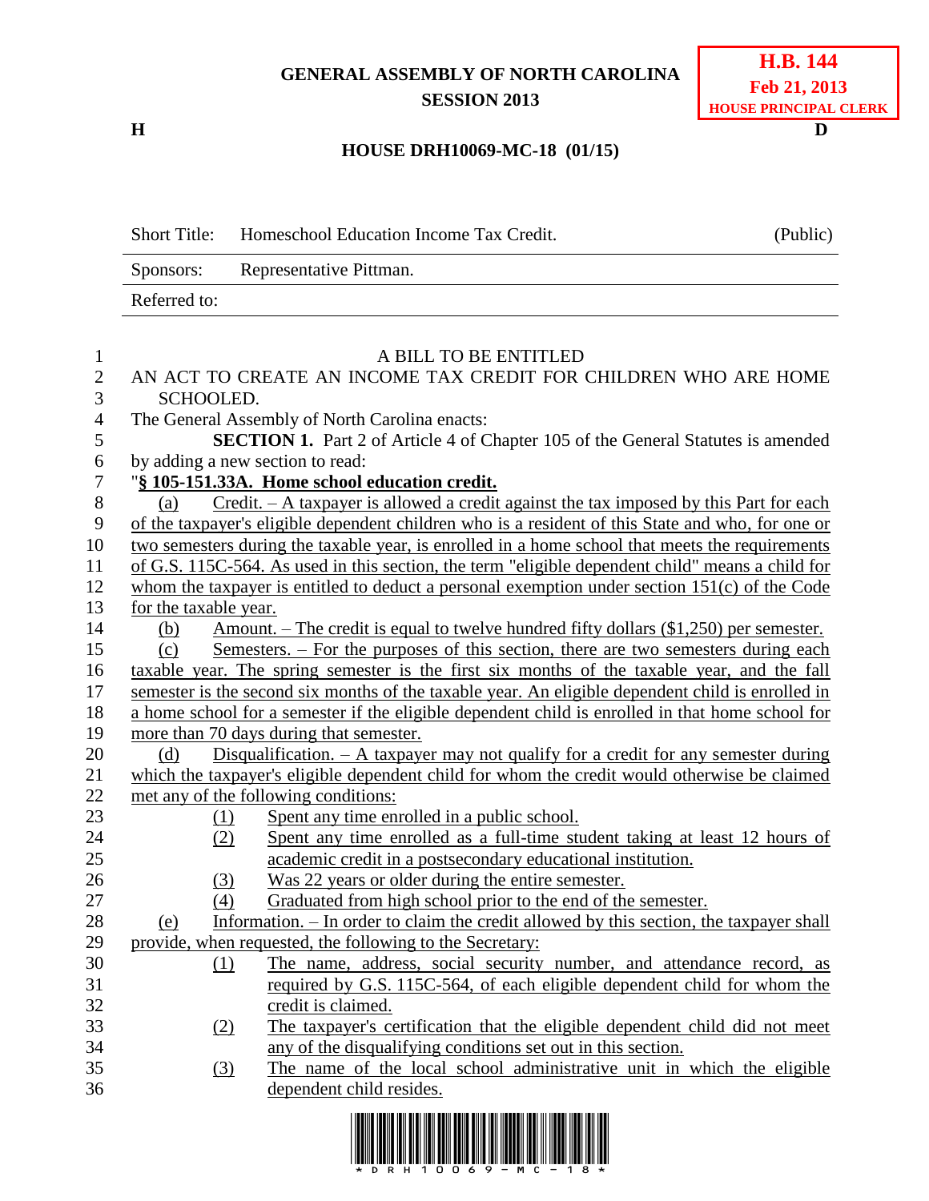**GENERAL ASSEMBLY OF NORTH CAROLINA**
**SESSION 2013**

**H.B. 144**
**Feb 21, 2013**
**HOUSE PRINCIPAL CLERK**

**H** **D**

**HOUSE DRH10069-MC-18 (01/15)**

| Short Title: | Homeschool Education Income Tax Credit. | (Public) |
|---|---|---|
| Sponsors: | Representative Pittman. | |
| Referred to: | | |

A BILL TO BE ENTITLED

AN ACT TO CREATE AN INCOME TAX CREDIT FOR CHILDREN WHO ARE HOME SCHOOLED.

The General Assembly of North Carolina enacts:

**SECTION 1.** Part 2 of Article 4 of Chapter 105 of the General Statutes is amended by adding a new section to read:

"**§ 105-151.33A. Home school education credit.**

(a) Credit. – A taxpayer is allowed a credit against the tax imposed by this Part for each of the taxpayer's eligible dependent children who is a resident of this State and who, for one or two semesters during the taxable year, is enrolled in a home school that meets the requirements of G.S. 115C-564. As used in this section, the term "eligible dependent child" means a child for whom the taxpayer is entitled to deduct a personal exemption under section 151(c) of the Code for the taxable year.

(b) Amount. – The credit is equal to twelve hundred fifty dollars ($1,250) per semester.

(c) Semesters. – For the purposes of this section, there are two semesters during each taxable year. The spring semester is the first six months of the taxable year, and the fall semester is the second six months of the taxable year. An eligible dependent child is enrolled in a home school for a semester if the eligible dependent child is enrolled in that home school for more than 70 days during that semester.

(d) Disqualification. – A taxpayer may not qualify for a credit for any semester during which the taxpayer's eligible dependent child for whom the credit would otherwise be claimed met any of the following conditions:

(1) Spent any time enrolled in a public school.
(2) Spent any time enrolled as a full-time student taking at least 12 hours of academic credit in a postsecondary educational institution.
(3) Was 22 years or older during the entire semester.
(4) Graduated from high school prior to the end of the semester.

(e) Information. – In order to claim the credit allowed by this section, the taxpayer shall provide, when requested, the following to the Secretary:

(1) The name, address, social security number, and attendance record, as required by G.S. 115C-564, of each eligible dependent child for whom the credit is claimed.
(2) The taxpayer's certification that the eligible dependent child did not meet any of the disqualifying conditions set out in this section.
(3) The name of the local school administrative unit in which the eligible dependent child resides.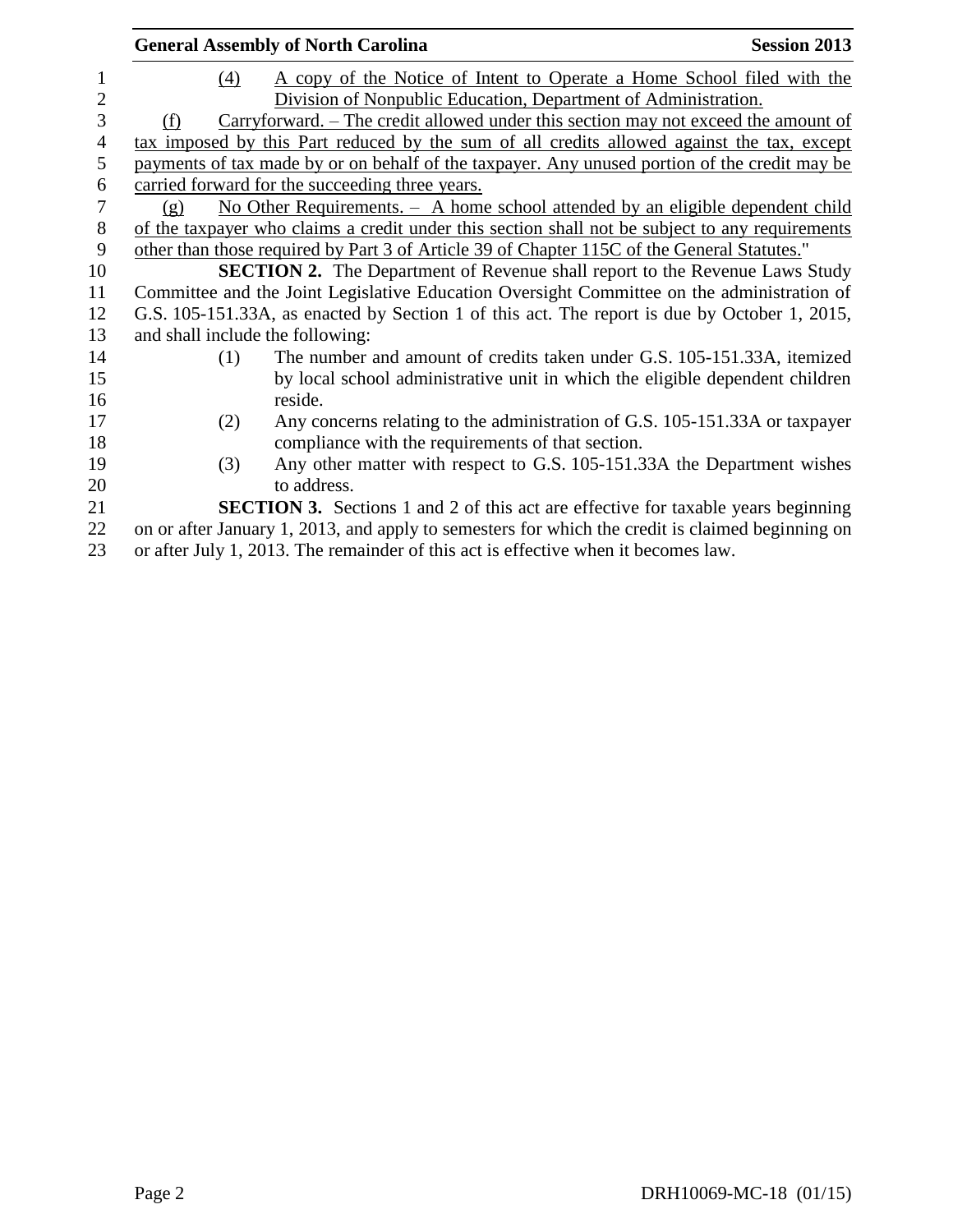(4) A copy of the Notice of Intent to Operate a Home School filed with the Division of Nonpublic Education, Department of Administration.

(f) Carryforward. – The credit allowed under this section may not exceed the amount of tax imposed by this Part reduced by the sum of all credits allowed against the tax, except payments of tax made by or on behalf of the taxpayer. Any unused portion of the credit may be carried forward for the succeeding three years.

(g) No Other Requirements. – A home school attended by an eligible dependent child of the taxpayer who claims a credit under this section shall not be subject to any requirements other than those required by Part 3 of Article 39 of Chapter 115C of the General Statutes."

**SECTION 2.** The Department of Revenue shall report to the Revenue Laws Study Committee and the Joint Legislative Education Oversight Committee on the administration of G.S. 105-151.33A, as enacted by Section 1 of this act. The report is due by October 1, 2015, and shall include the following:

(1) The number and amount of credits taken under G.S. 105-151.33A, itemized by local school administrative unit in which the eligible dependent children reside.

(2) Any concerns relating to the administration of G.S. 105-151.33A or taxpayer compliance with the requirements of that section.

(3) Any other matter with respect to G.S. 105-151.33A the Department wishes to address.

**SECTION 3.** Sections 1 and 2 of this act are effective for taxable years beginning on or after January 1, 2013, and apply to semesters for which the credit is claimed beginning on or after July 1, 2013. The remainder of this act is effective when it becomes law.